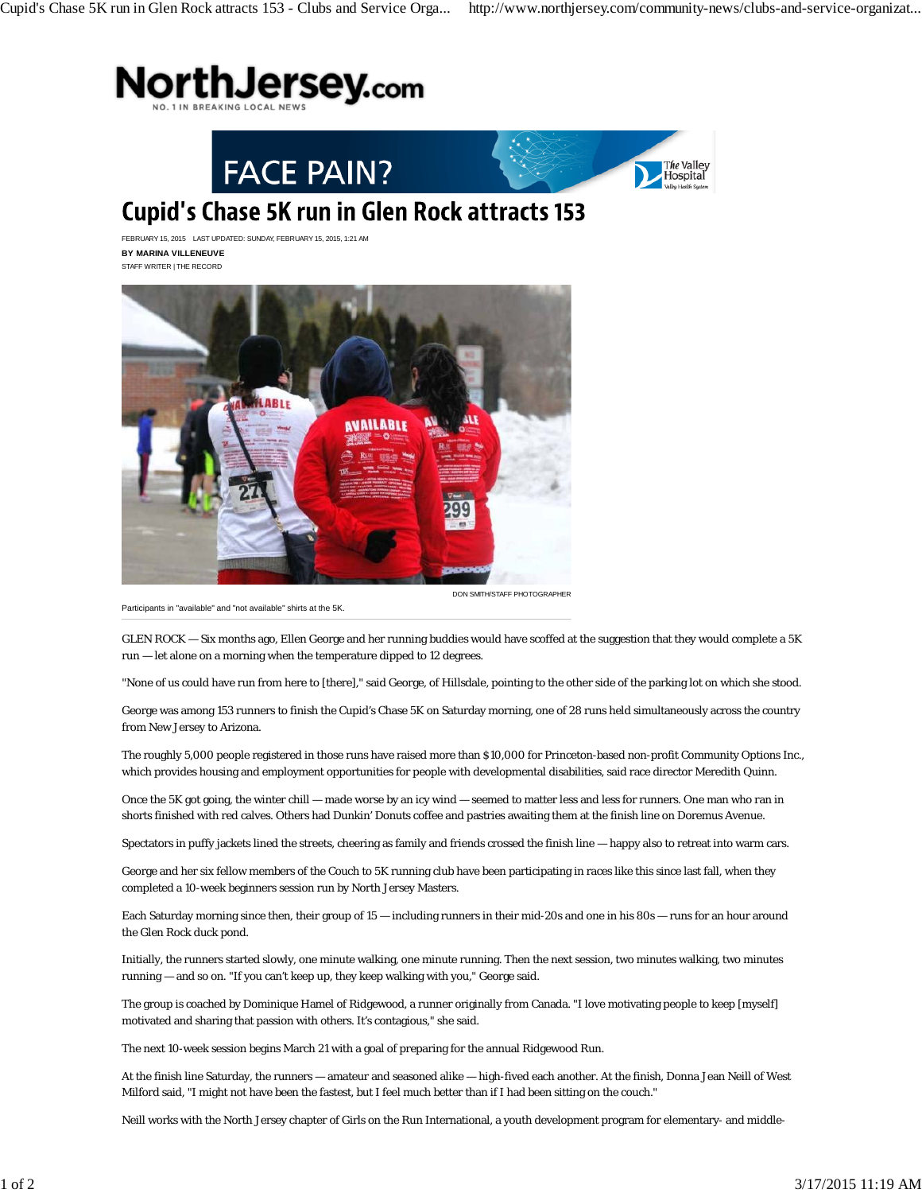# Cupid's Chase 5K run in Glen Rock attracts 153

FEBRUARY 15, 2015 LAST UPDATED: SUNDAY, FEBRUARY 15, 2015, 1:21 AM

**BY MARINA VILLENEUVE**

STAFF WRITER | THE RECORD

DON SMITH/STAFF PHOTOGRAPHER

Participants in "available" and "not available" shirts at the 5K.

GLEN ROCK — Six months ago, Ellen George and her running buddies would have scoffed at the suggestion that they would complete a 5K run — let alone on a morning when the temperature dipped to 12 degrees.

"None of us could have run from here to [there]," said George, of Hillsdale, pointing to the other side of the parking lot on which she stood.

George was among 153 runners to finish the Cupid's Chase 5K on Saturday morning, one of 28 runs held simultaneously across the country from New Jersey to Arizona.

The roughly 5,000 people registered in those runs have raised more than $10,000 for Princeton-based non-profit Community Options Inc., which provides housing and employment opportunities for people with developmental disabilities, said race director Meredith Quinn.

Once the 5K got going, the winter chill — made worse by an icy wind — seemed to matter less and less for runners. One man who ran in shorts finished with red calves. Others had Dunkin' Donuts coffee and pastries awaiting them at the finish line on Doremus Avenue.

Spectators in puffy jackets lined the streets, cheering as family and friends crossed the finish line — happy also to retreat into warm cars.

George and her six fellow members of the Couch to 5K running club have been participating in races like this since last fall, when they completed a 10-week beginners session run by North Jersey Masters.

Each Saturday morning since then, their group of 15 — including runners in their mid-20s and one in his 80s — runs for an hour around the Glen Rock duck pond.

Initially, the runners started slowly, one minute walking, one minute running. Then the next session, two minutes walking, two minutes running — and so on. "If you can't keep up, they keep walking with you," George said.

The group is coached by Dominique Hamel of Ridgewood, a runner originally from Canada. "I love motivating people to keep [myself] motivated and sharing that passion with others. It's contagious," she said.

The next 10-week session begins March 21 with a goal of preparing for the annual Ridgewood Run.

At the finish line Saturday, the runners — amateur and seasoned alike — high-fived each another. At the finish, Donna Jean Neill of West Milford said, "I might not have been the fastest, but I feel much better than if I had been sitting on the couch."

Neill works with the North Jersey chapter of Girls on the Run International, a youth development program for elementary- and middle-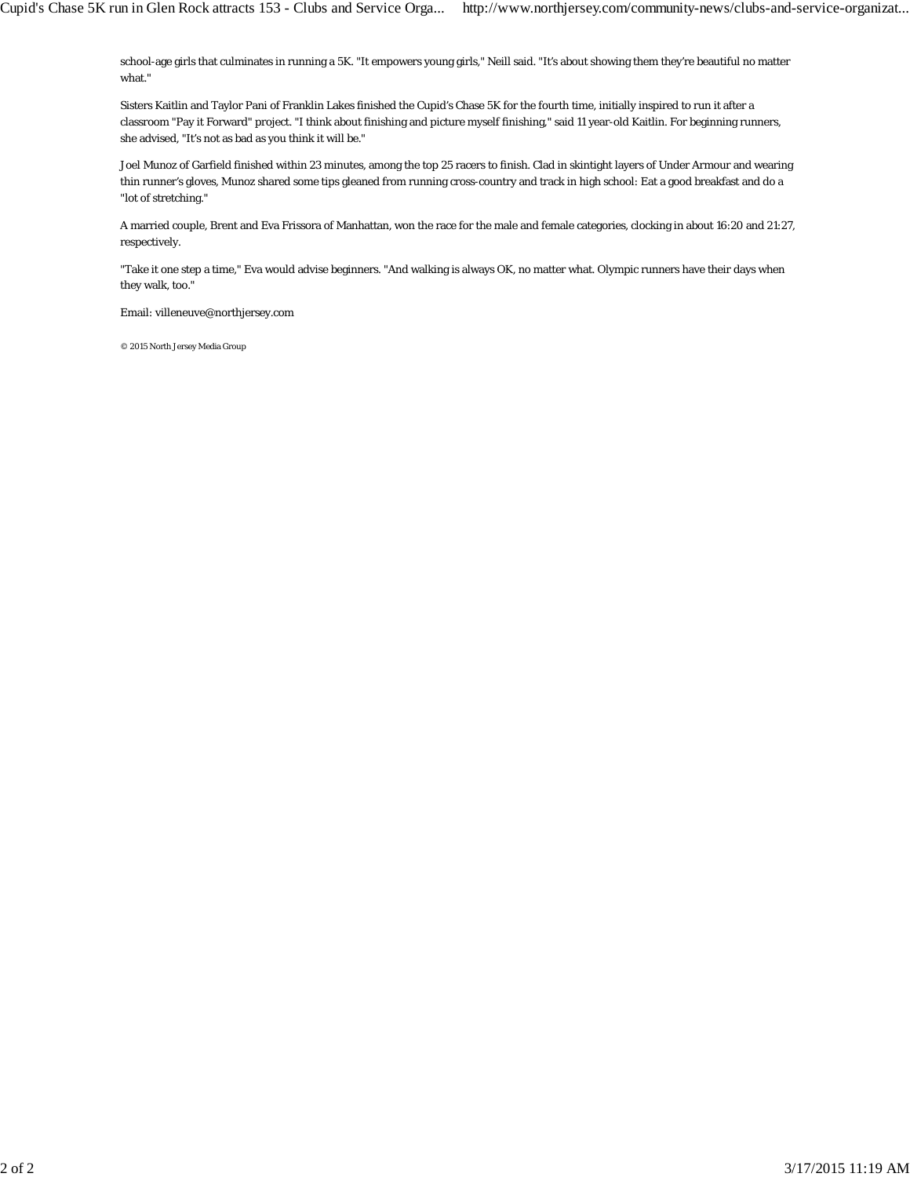school-age girls that culminates in running a 5K. "It empowers young girls," Neill said. "It's about showing them they're beautiful no matter what."

Sisters Kaitlin and Taylor Pani of Franklin Lakes finished the Cupid's Chase 5K for the fourth time, initially inspired to run it after a classroom "Pay it Forward" project. "I think about finishing and picture myself finishing," said 11 year-old Kaitlin. For beginning runners, she advised, "It's not as bad as you think it will be."

Joel Munoz of Garfield finished within 23 minutes, among the top 25 racers to finish. Clad in skintight layers of Under Armour and wearing thin runner's gloves, Munoz shared some tips gleaned from running cross-country and track in high school: Eat a good breakfast and do a "lot of stretching."

A married couple, Brent and Eva Frissora of Manhattan, won the race for the male and female categories, clocking in about 16:20 and 21:27, respectively.

"Take it one step a time," Eva would advise beginners. "And walking is always OK, no matter what. Olympic runners have their days when they walk, too."

Email: villeneuve@northjersey.com

© 2015 North Jersey Media Group